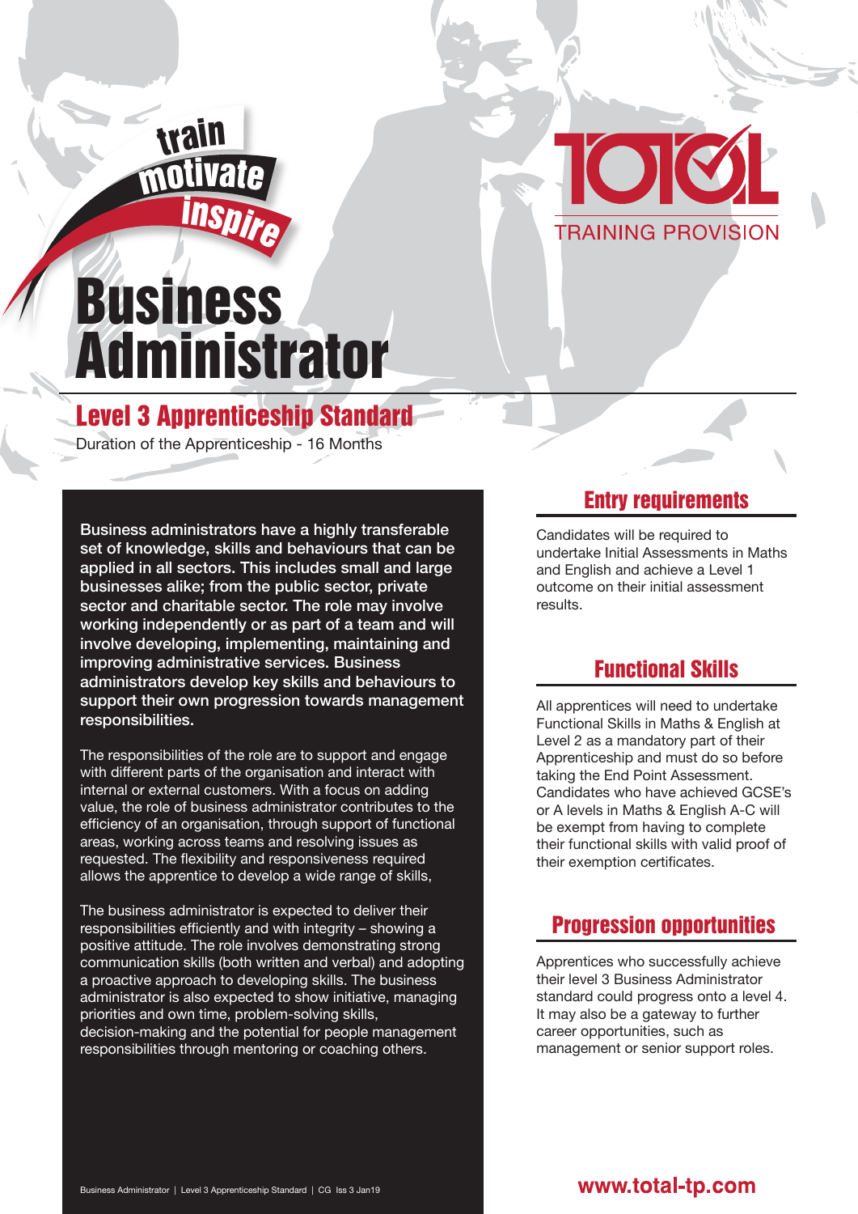train
motivate
inspire

TOTAL TRAINING PROVISION

# Business Administrator

## Level 3 Apprenticeship Standard

Duration of the Apprenticeship - 16 Months

**Business administrators have a highly transferable set of knowledge, skills and behaviours that can be applied in all sectors. This includes small and large businesses alike; from the public sector, private sector and charitable sector. The role may involve working independently or as part of a team and will involve developing, implementing, maintaining and improving administrative services. Business administrators develop key skills and behaviours to support their own progression towards management responsibilities.**

The responsibilities of the role are to support and engage with different parts of the organisation and interact with internal or external customers. With a focus on adding value, the role of business administrator contributes to the efficiency of an organisation, through support of functional areas, working across teams and resolving issues as requested. The flexibility and responsiveness required allows the apprentice to develop a wide range of skills,

The business administrator is expected to deliver their responsibilities efficiently and with integrity – showing a positive attitude. The role involves demonstrating strong communication skills (both written and verbal) and adopting a proactive approach to developing skills. The business administrator is also expected to show initiative, managing priorities and own time, problem-solving skills, decision-making and the potential for people management responsibilities through mentoring or coaching others.

## Entry requirements

Candidates will be required to undertake Initial Assessments in Maths and English and achieve a Level 1 outcome on their initial assessment results.

## Functional Skills

All apprentices will need to undertake Functional Skills in Maths & English at Level 2 as a mandatory part of their Apprenticeship and must do so before taking the End Point Assessment. Candidates who have achieved GCSE's or A levels in Maths & English A-C will be exempt from having to complete their functional skills with valid proof of their exemption certificates.

## Progression opportunities

Apprentices who successfully achieve their level 3 Business Administrator standard could progress onto a level 4. It may also be a gateway to further career opportunities, such as management or senior support roles.

Business Administrator | Level 3 Apprenticeship Standard | CG Iss 3 Jan19

www.total-tp.com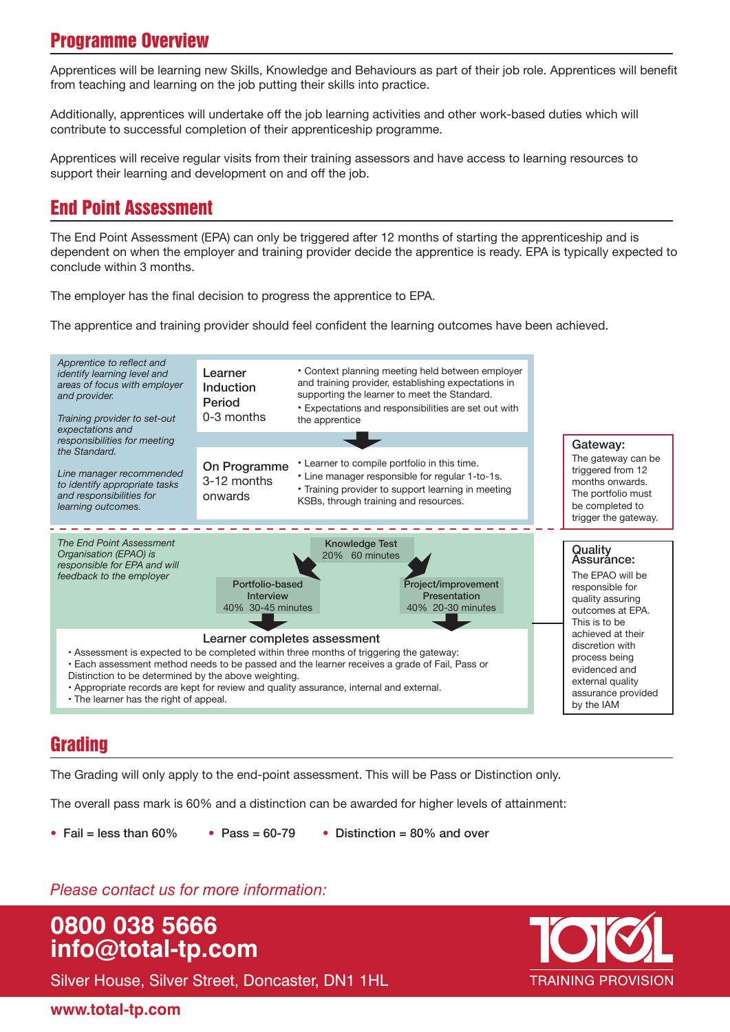## Programme Overview

Apprentices will be learning new Skills, Knowledge and Behaviours as part of their job role. Apprentices will benefit from teaching and learning on the job putting their skills into practice.

Additionally, apprentices will undertake off the job learning activities and other work-based duties which will contribute to successful completion of their apprenticeship programme.

Apprentices will receive regular visits from their training assessors and have access to learning resources to support their learning and development on and off the job.

## End Point Assessment

The End Point Assessment (EPA) can only be triggered after 12 months of starting the apprenticeship and is dependent on when the employer and training provider decide the apprentice is ready. EPA is typically expected to conclude within 3 months.

The employer has the final decision to progress the apprentice to EPA.

The apprentice and training provider should feel confident the learning outcomes have been achieved.

*Apprentice to reflect and identify learning level and areas of focus with employer and provider.*

*Training provider to set-out expectations and responsibilities for meeting the Standard.*

*Line manager recommended to identify appropriate tasks and responsibilities for learning outcomes.*

**Learner Induction Period**
0-3 months

- Context planning meeting held between employer and training provider, establishing expectations in supporting the learner to meet the Standard.
- Expectations and responsibilities are set out with the apprentice

**On Programme**
3-12 months onwards

- Learner to compile portfolio in this time.
- Line manager responsible for regular 1-to-1s.
- Training provider to support learning in meeting KSBs, through training and resources.

**Gateway:**
The gateway can be triggered from 12 months onwards. The portfolio must be completed to trigger the gateway.

*The End Point Assessment Organisation (EPAO) is responsible for EPA and will feedback to the employer*

**Knowledge Test**
20% 60 minutes

**Portfolio-based Interview**
40% 30-45 minutes

**Project/improvement Presentation**
40% 20-30 minutes

**Learner completes assessment**

- Assessment is expected to be completed within three months of triggering the gateway:
- Each assessment method needs to be passed and the learner receives a grade of Fail, Pass or Distinction to be determined by the above weighting.
- Appropriate records are kept for review and quality assurance, internal and external.
- The learner has the right of appeal.

**Quality Assurance:**
The EPAO will be responsible for quality assuring outcomes at EPA. This is to be achieved at their discretion with process being evidenced and external quality assurance provided by the IAM

## Grading

The Grading will only apply to the end-point assessment. This will be Pass or Distinction only.

The overall pass mark is 60% and a distinction can be awarded for higher levels of attainment:

- Fail = less than 60%
- Pass = 60-79
- Distinction = 80% and over

*Please contact us for more information:*

**0800 038 5666**
**info@total-tp.com**

Silver House, Silver Street, Doncaster, DN1 1HL

TOTAL TRAINING PROVISION

**www.total-tp.com**